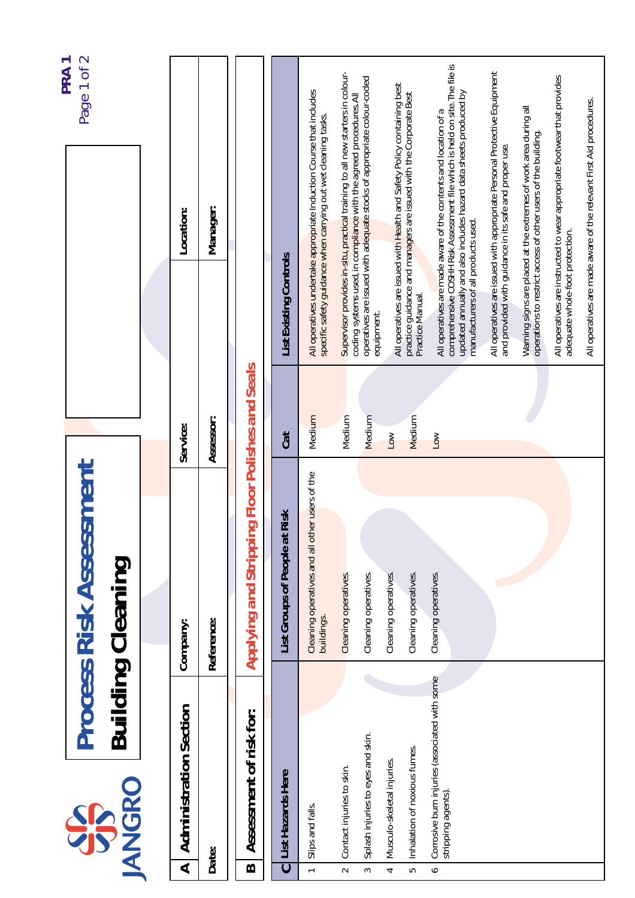# Process Risk Assessment

## Building Cleaning

PRA 1

## A Administration Section

| Company: | Service: | Location: |
|---|---|---|
| Date: | Reference: | Assessor: | Manager: |

## B Assessment of risk for: Applying and Stripping Floor Polishes and Seals

## C

| | List Hazards Here | List Groups of People at Risk | Cat | List Existing Controls |
|---|---|---|---|---|
| 1 | Slips and falls. | Cleaning operatives and all other users of the buildings. | Medium | All operatives undertake appropriate Induction Course that includes specific safety guidance when carrying out wet cleaning tasks. |
| 2 | Contact injuries to skin. | Cleaning operatives. | Medium | Supervisor provides in-situ, practical training to all new starters in colour-coding systems used, in compliance with the agreed procedures. All operatives are issued with adequate stocks of appropriate colour-coded equipment. |
| 3 | Splash injuries to eyes and skin. | Cleaning operatives. | Medium | All operatives are issued with Health and Safety Policy containing best practice guidance and managers are issued with the Corporate Best Practice Manual. |
| 4 | Musculo-skeletal injuries. | Cleaning operatives. | Low | All operatives are made aware of the contents and location of a comprehensive COSHH Risk Assessment file which is held on site. The file is updated annually and also includes hazard data sheets produced by manufacturers of all products used. |
| 5 | Inhalation of noxious fumes. | Cleaning operatives. | Medium | All operatives are issued with appropriate Personal Protective Equipment and provided with guidance in its safe and proper use. |
| 6 | Corrosive burn injuries (associated with some stripping agents). | Cleaning operatives. | Low | Warning signs are placed at the extremes of work area during all operations to restrict access of other users of the building. |
| | | | | All operatives are instructed to wear appropriate footwear that provides adequate whole-foot protection. |
| | | | | All operatives are made aware of the relevant First Aid procedures. |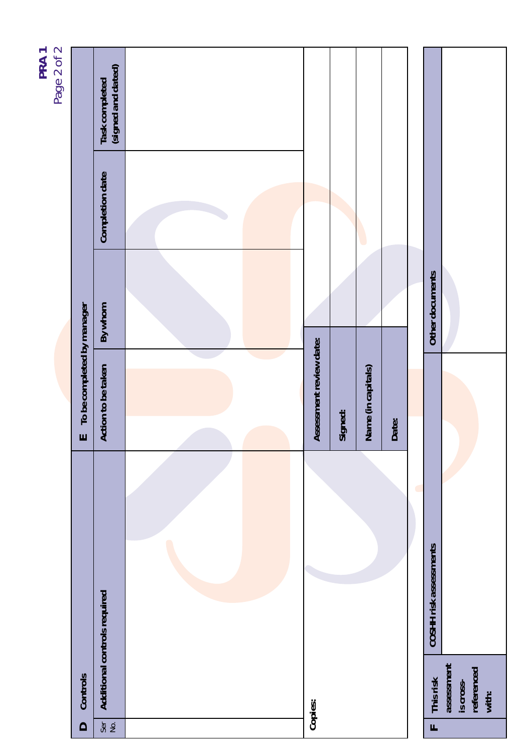| D Controls | | E To be completed by manager | | | |
|---|---|---|---|---|---|
| Ser No. | Additional controls required | Action to be taken | By whom | Completion date | Task completed (signed and dated) |
| | | | | | |

| | | |
|---|---|---|
| Copies: | Assessment review date: | |
| | Signed: | |
| | Name (in capitals) | |
| | Date: | |

| F This risk assessment is cross-referenced with: | COSHH risk assessments | Other documents |
|---|---|---|
| | | |